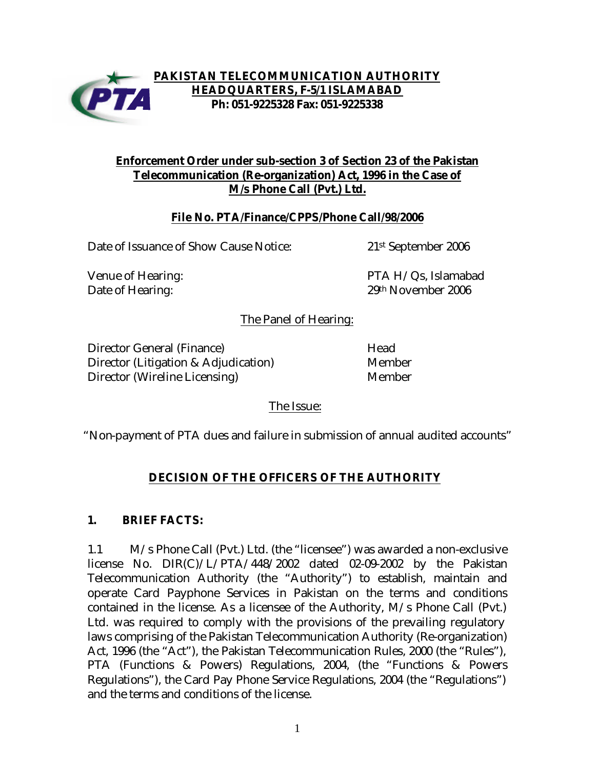**PAKISTAN TELECOMMUNICATION AUTHORITY**
**HEADQUARTERS, F-5/1 ISLAMABAD**
**Ph: 051-9225328 Fax: 051-9225338**

## Enforcement Order under sub-section 3 of Section 23 of the Pakistan Telecommunication (Re-organization) Act, 1996 in the Case of M/s Phone Call (Pvt.) Ltd.

**File No. PTA/Finance/CPPS/Phone Call/98/2006**

| | |
|---|---|
| Date of Issuance of Show Cause Notice: | 21st September 2006 |
| Venue of Hearing: | PTA H/Qs, Islamabad |
| Date of Hearing: | 29th November 2006 |

The Panel of Hearing:

| | |
|---|---|
| Director General (Finance) | Head |
| Director (Litigation & Adjudication) | Member |
| Director (Wireline Licensing) | Member |

The Issue:

"Non-payment of PTA dues and failure in submission of annual audited accounts"

## DECISION OF THE OFFICERS OF THE AUTHORITY

### 1. BRIEF FACTS:

1.1 M/s Phone Call (Pvt.) Ltd. (the "licensee") was awarded a non-exclusive license No. DIR(C)/L/PTA/448/2002 dated 02-09-2002 by the Pakistan Telecommunication Authority (the "Authority") to establish, maintain and operate Card Payphone Services in Pakistan on the terms and conditions contained in the license. As a licensee of the Authority, M/s Phone Call (Pvt.) Ltd. was required to comply with the provisions of the prevailing regulatory laws comprising of the Pakistan Telecommunication Authority (Re-organization) Act, 1996 (the "Act"), the Pakistan Telecommunication Rules, 2000 (the "Rules"), PTA (Functions & Powers) Regulations, 2004, (the "Functions & Powers Regulations"), the Card Pay Phone Service Regulations, 2004 (the "Regulations") and the terms and conditions of the license.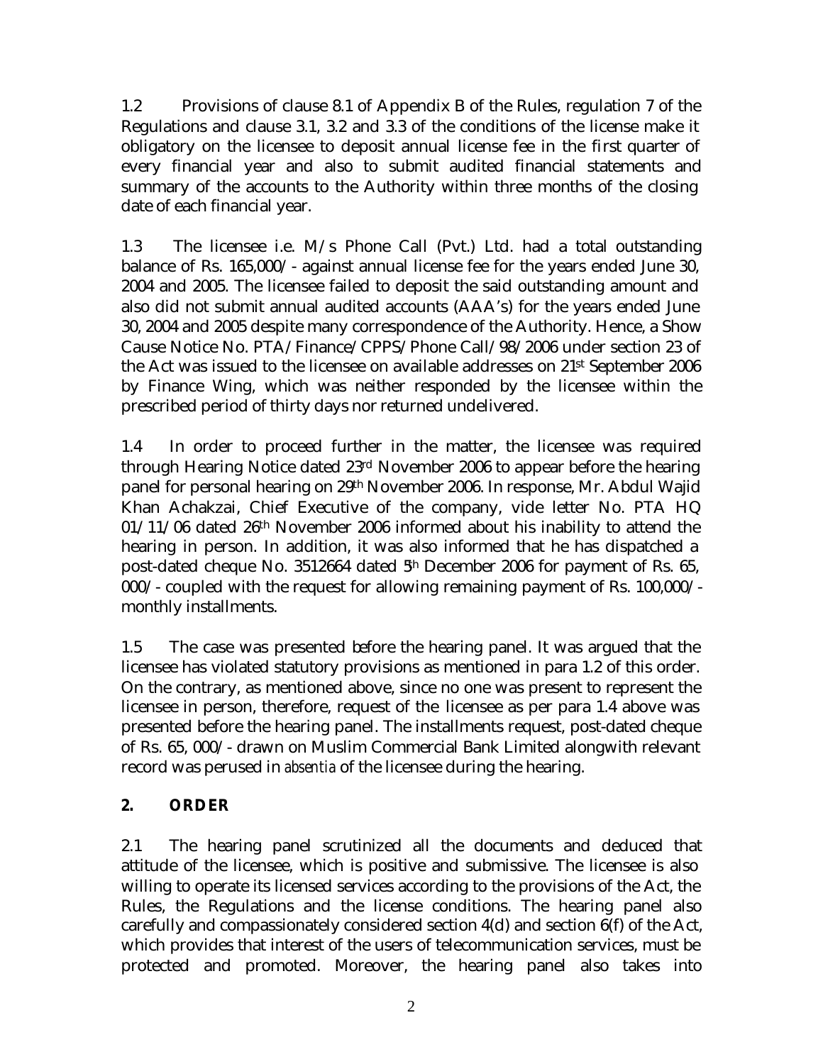1.2 Provisions of clause 8.1 of Appendix B of the Rules, regulation 7 of the Regulations and clause 3.1, 3.2 and 3.3 of the conditions of the license make it obligatory on the licensee to deposit annual license fee in the first quarter of every financial year and also to submit audited financial statements and summary of the accounts to the Authority within three months of the closing date of each financial year.

1.3 The licensee i.e. M/s Phone Call (Pvt.) Ltd. had a total outstanding balance of Rs. 165,000/- against annual license fee for the years ended June 30, 2004 and 2005. The licensee failed to deposit the said outstanding amount and also did not submit annual audited accounts (AAA's) for the years ended June 30, 2004 and 2005 despite many correspondence of the Authority. Hence, a Show Cause Notice No. PTA/Finance/CPPS/Phone Call/98/2006 under section 23 of the Act was issued to the licensee on available addresses on 21st September 2006 by Finance Wing, which was neither responded by the licensee within the prescribed period of thirty days nor returned undelivered.

1.4 In order to proceed further in the matter, the licensee was required through Hearing Notice dated 23rd November 2006 to appear before the hearing panel for personal hearing on 29th November 2006. In response, Mr. Abdul Wajid Khan Achakzai, Chief Executive of the company, vide letter No. PTA HQ 01/11/06 dated 26th November 2006 informed about his inability to attend the hearing in person. In addition, it was also informed that he has dispatched a post-dated cheque No. 3512664 dated 5th December 2006 for payment of Rs. 65, 000/- coupled with the request for allowing remaining payment of Rs. 100,000/- monthly installments.

1.5 The case was presented before the hearing panel. It was argued that the licensee has violated statutory provisions as mentioned in para 1.2 of this order. On the contrary, as mentioned above, since no one was present to represent the licensee in person, therefore, request of the licensee as per para 1.4 above was presented before the hearing panel. The installments request, post-dated cheque of Rs. 65, 000/- drawn on Muslim Commercial Bank Limited alongwith relevant record was perused in *absentia* of the licensee during the hearing.

## 2. ORDER

2.1 The hearing panel scrutinized all the documents and deduced that attitude of the licensee, which is positive and submissive. The licensee is also willing to operate its licensed services according to the provisions of the Act, the Rules, the Regulations and the license conditions. The hearing panel also carefully and compassionately considered section 4(d) and section 6(f) of the Act, which provides that interest of the users of telecommunication services, must be protected and promoted. Moreover, the hearing panel also takes into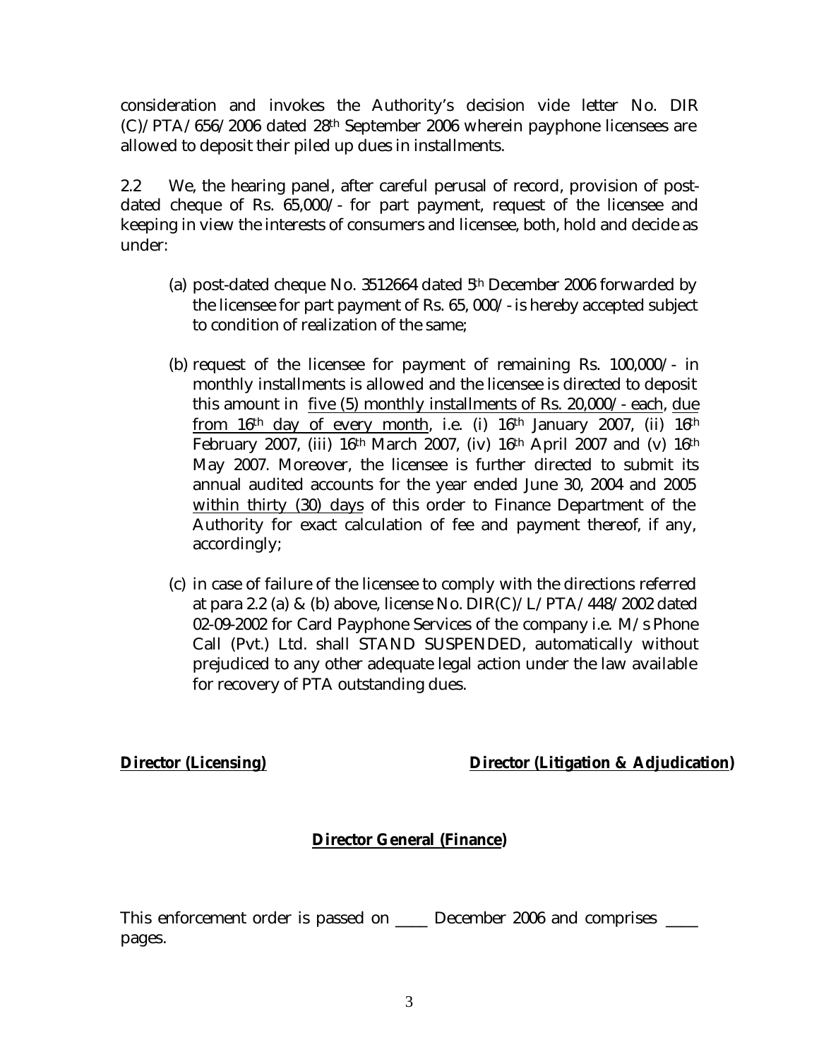consideration and invokes the Authority's decision vide letter No. DIR (C)/PTA/656/2006 dated 28th September 2006 wherein payphone licensees are allowed to deposit their piled up dues in installments.

2.2 We, the hearing panel, after careful perusal of record, provision of post-dated cheque of Rs. 65,000/- for part payment, request of the licensee and keeping in view the interests of consumers and licensee, both, hold and decide as under:

(a) post-dated cheque No. 3512664 dated 5th December 2006 forwarded by the licensee for part payment of Rs. 65, 000/- is hereby accepted subject to condition of realization of the same;

(b) request of the licensee for payment of remaining Rs. 100,000/- in monthly installments is allowed and the licensee is directed to deposit this amount in <u>five (5) monthly installments of Rs. 20,000/- each</u>, <u>due from 16th day of every month</u>, i.e. (i) 16th January 2007, (ii) 16th February 2007, (iii) 16th March 2007, (iv) 16th April 2007 and (v) 16th May 2007. Moreover, the licensee is further directed to submit its annual audited accounts for the year ended June 30, 2004 and 2005 <u>within thirty (30) days</u> of this order to Finance Department of the Authority for exact calculation of fee and payment thereof, if any, accordingly;

(c) in case of failure of the licensee to comply with the directions referred at para 2.2 (a) & (b) above, license No. DIR(C)/L/PTA/448/2002 dated 02-09-2002 for Card Payphone Services of the company i.e. M/s Phone Call (Pvt.) Ltd. shall STAND SUSPENDED, automatically without prejudiced to any other adequate legal action under the law available for recovery of PTA outstanding dues.

**<u>Director (Licensing)</u>** **<u>Director (Litigation & Adjudication)</u>**

**<u>Director General (Finance)</u>**

This enforcement order is passed on ____ December 2006 and comprises ____ pages.